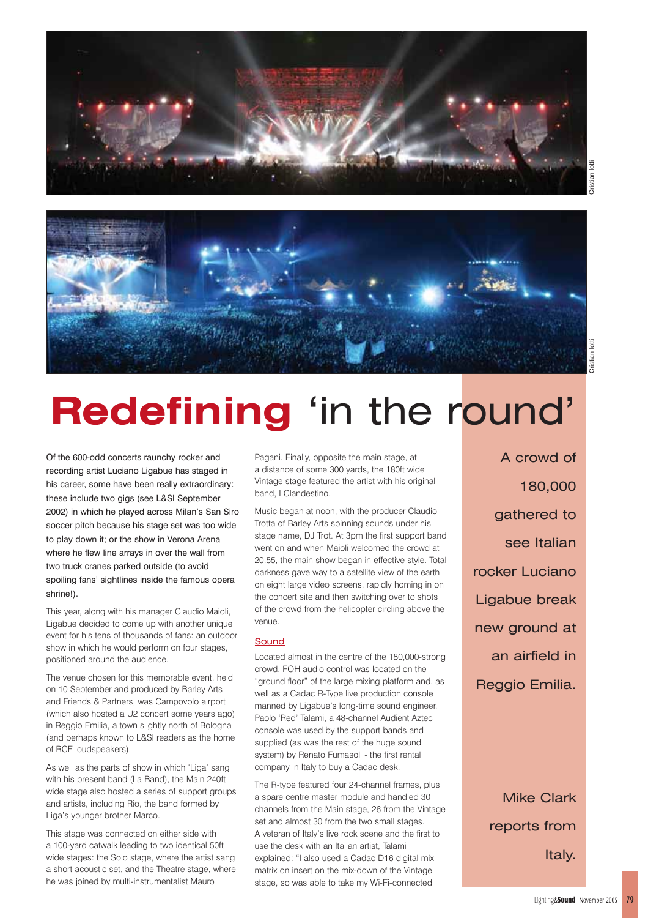Cristian Iotti

Cristian Iotti

# Redefining 'in the round'

A crowd of 180,000 gathered to see Italian rocker Luciano Ligabue break new ground at an airfield in Reggio Emilia.

Mike Clark reports from Italy.

Of the 600-odd concerts raunchy rocker and recording artist Luciano Ligabue has staged in his career, some have been really extraordinary: these include two gigs (see L&SI September 2002) in which he played across Milan's San Siro soccer pitch because his stage set was too wide to play down it; or the show in Verona Arena where he flew line arrays in over the wall from two truck cranes parked outside (to avoid spoiling fans' sightlines inside the famous opera shrine!).

This year, along with his manager Claudio Maioli, Ligabue decided to come up with another unique event for his tens of thousands of fans: an outdoor show in which he would perform on four stages, positioned around the audience.

The venue chosen for this memorable event, held on 10 September and produced by Barley Arts and Friends & Partners, was Campovolo airport (which also hosted a U2 concert some years ago) in Reggio Emilia, a town slightly north of Bologna (and perhaps known to L&SI readers as the home of RCF loudspeakers).

As well as the parts of show in which 'Liga' sang with his present band (La Band), the Main 240ft wide stage also hosted a series of support groups and artists, including Rio, the band formed by Liga's younger brother Marco.

This stage was connected on either side with a 100-yard catwalk leading to two identical 50ft wide stages: the Solo stage, where the artist sang a short acoustic set, and the Theatre stage, where he was joined by multi-instrumentalist Mauro Pagani. Finally, opposite the main stage, at a distance of some 300 yards, the 180ft wide Vintage stage featured the artist with his original band, I Clandestino.

Music began at noon, with the producer Claudio Trotta of Barley Arts spinning sounds under his stage name, DJ Trot. At 3pm the first support band went on and when Maioli welcomed the crowd at 20.55, the main show began in effective style. Total darkness gave way to a satellite view of the earth on eight large video screens, rapidly homing in on the concert site and then switching over to shots of the crowd from the helicopter circling above the venue.

## Sound

Located almost in the centre of the 180,000-strong crowd, FOH audio control was located on the "ground floor" of the large mixing platform and, as well as a Cadac R-Type live production console manned by Ligabue's long-time sound engineer, Paolo 'Red' Talami, a 48-channel Audient Aztec console was used by the support bands and supplied (as was the rest of the huge sound system) by Renato Fumasoli - the first rental company in Italy to buy a Cadac desk.

The R-type featured four 24-channel frames, plus a spare centre master module and handled 30 channels from the Main stage, 26 from the Vintage set and almost 30 from the two small stages. A veteran of Italy's live rock scene and the first to use the desk with an Italian artist, Talami explained: "I also used a Cadac D16 digital mix matrix on insert on the mix-down of the Vintage stage, so was able to take my Wi-Fi-connected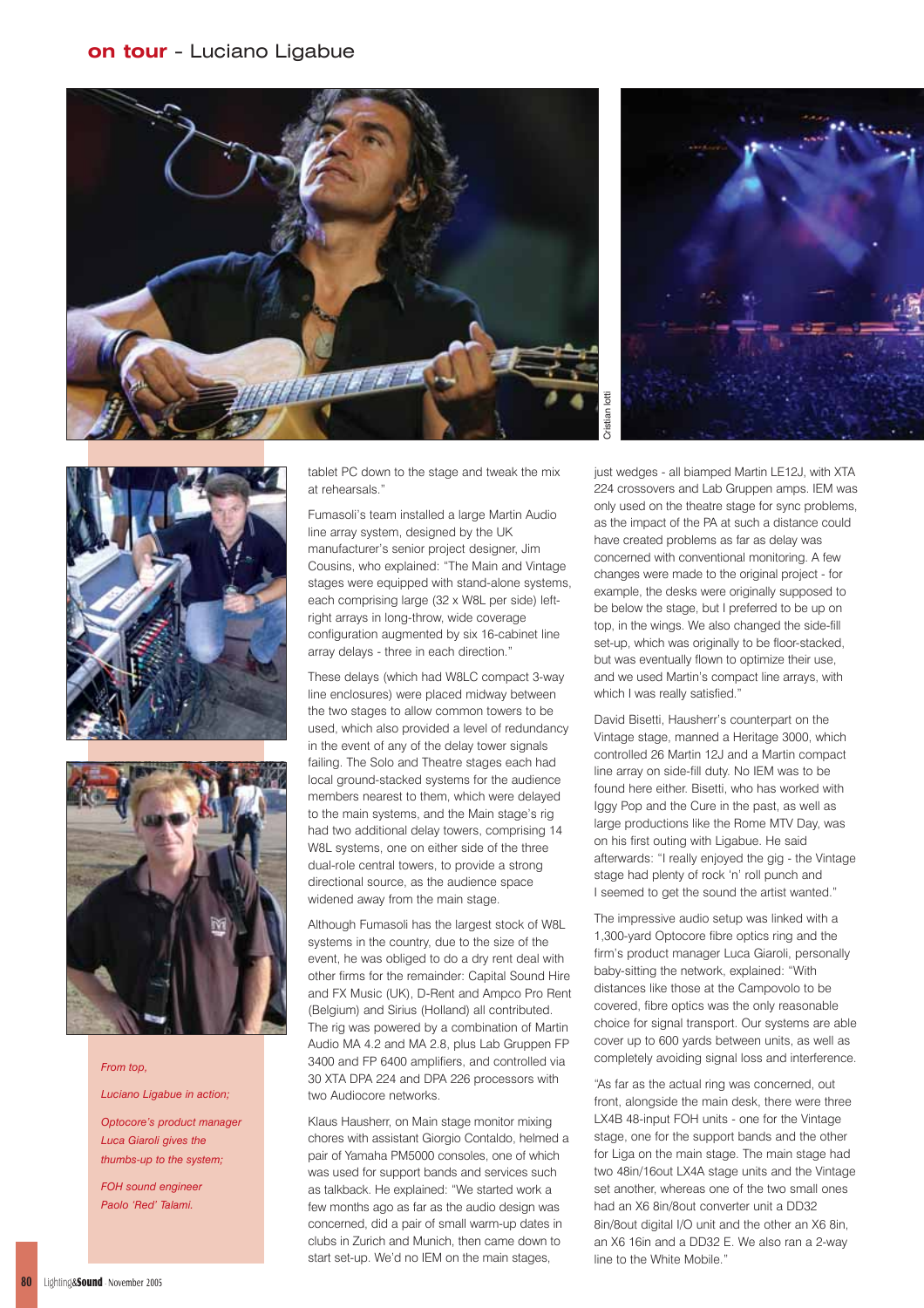tablet PC down to the stage and tweak the mix at rehearsals."

Fumasoli's team installed a large Martin Audio line array system, designed by the UK manufacturer's senior project designer, Jim Cousins, who explained: "The Main and Vintage stages were equipped with stand-alone systems, each comprising large (32 x W8L per side) left-right arrays in long-throw, wide coverage configuration augmented by six 16-cabinet line array delays - three in each direction."

These delays (which had W8LC compact 3-way line enclosures) were placed midway between the two stages to allow common towers to be used, which also provided a level of redundancy in the event of any of the delay tower signals failing. The Solo and Theatre stages each had local ground-stacked systems for the audience members nearest to them, which were delayed to the main systems, and the Main stage's rig had two additional delay towers, comprising 14 W8L systems, one on either side of the three dual-role central towers, to provide a strong directional source, as the audience space widened away from the main stage.

Although Fumasoli has the largest stock of W8L systems in the country, due to the size of the event, he was obliged to do a dry rent deal with other firms for the remainder: Capital Sound Hire and FX Music (UK), D-Rent and Ampco Pro Rent (Belgium) and Sirius (Holland) all contributed. The rig was powered by a combination of Martin Audio MA 4.2 and MA 2.8, plus Lab Gruppen FP 3400 and FP 6400 amplifiers, and controlled via 30 XTA DPA 224 and DPA 226 processors with two Audiocore networks.

Klaus Hausherr, on Main stage monitor mixing chores with assistant Giorgio Contaldo, helmed a pair of Yamaha PM5000 consoles, one of which was used for support bands and services such as talkback. He explained: "We started work a few months ago as far as the audio design was concerned, did a pair of small warm-up dates in clubs in Zurich and Munich, then came down to start set-up. We'd no IEM on the main stages, just wedges - all biamped Martin LE12J, with XTA 224 crossovers and Lab Gruppen amps. IEM was only used on the theatre stage for sync problems, as the impact of the PA at such a distance could have created problems as far as delay was concerned with conventional monitoring. A few changes were made to the original project - for example, the desks were originally supposed to be below the stage, but I preferred to be up on top, in the wings. We also changed the side-fill set-up, which was originally to be floor-stacked, but was eventually flown to optimize their use, and we used Martin's compact line arrays, with which I was really satisfied."

David Bisetti, Hausherr's counterpart on the Vintage stage, manned a Heritage 3000, which controlled 26 Martin 12J and a Martin compact line array on side-fill duty. No IEM was to be found here either. Bisetti, who has worked with Iggy Pop and the Cure in the past, as well as large productions like the Rome MTV Day, was on his first outing with Ligabue. He said afterwards: "I really enjoyed the gig - the Vintage stage had plenty of rock 'n' roll punch and I seemed to get the sound the artist wanted."

The impressive audio setup was linked with a 1,300-yard Optocore fibre optics ring and the firm's product manager Luca Giaroli, personally baby-sitting the network, explained: "With distances like those at the Campovolo to be covered, fibre optics was the only reasonable choice for signal transport. Our systems are able cover up to 600 yards between units, as well as completely avoiding signal loss and interference.

"As far as the actual ring was concerned, out front, alongside the main desk, there were three LX4B 48-input FOH units - one for the Vintage stage, one for the support bands and the other for Liga on the main stage. The main stage had two 48in/16out LX4A stage units and the Vintage set another, whereas one of the two small ones had an X6 8in/8out converter unit a DD32 8in/8out digital I/O unit and the other an X6 8in, an X6 16in and a DD32 E. We also ran a 2-way line to the White Mobile."

Cristian Iotti

*From top,*

*Luciano Ligabue in action;*

*Optocore's product manager Luca Giaroli gives the thumbs-up to the system;*

*FOH sound engineer Paolo 'Red' Talami.*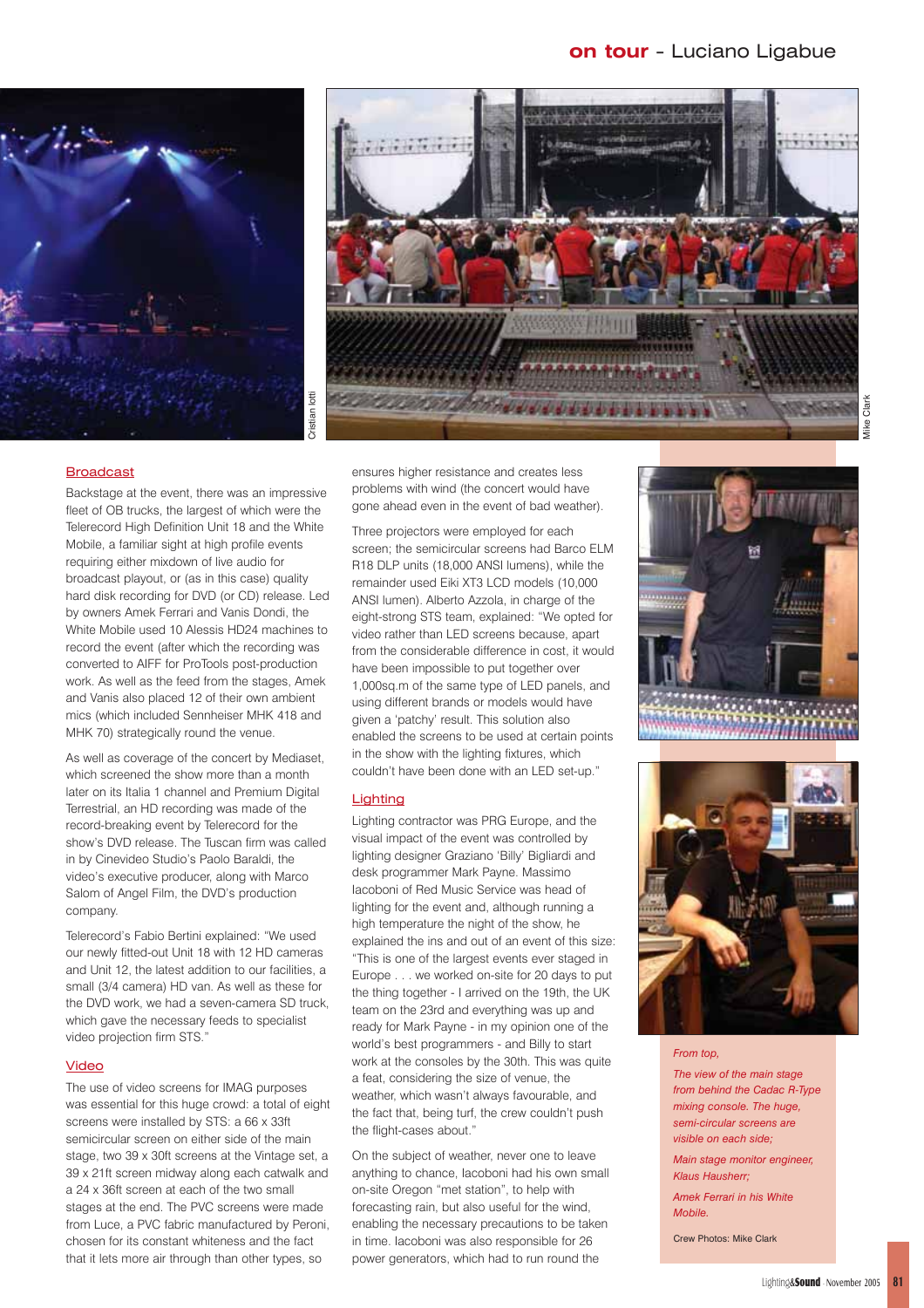Cristian Iotti

Mike Clark

## Broadcast

Backstage at the event, there was an impressive fleet of OB trucks, the largest of which were the Telerecord High Definition Unit 18 and the White Mobile, a familiar sight at high profile events requiring either mixdown of live audio for broadcast playout, or (as in this case) quality hard disk recording for DVD (or CD) release. Led by owners Amek Ferrari and Vanis Dondi, the White Mobile used 10 Alessis HD24 machines to record the event (after which the recording was converted to AIFF for ProTools post-production work. As well as the feed from the stages, Amek and Vanis also placed 12 of their own ambient mics (which included Sennheiser MHK 418 and MHK 70) strategically round the venue.

As well as coverage of the concert by Mediaset, which screened the show more than a month later on its Italia 1 channel and Premium Digital Terrestrial, an HD recording was made of the record-breaking event by Telerecord for the show's DVD release. The Tuscan firm was called in by Cinevideo Studio's Paolo Baraldi, the video's executive producer, along with Marco Salom of Angel Film, the DVD's production company.

Telerecord's Fabio Bertini explained: "We used our newly fitted-out Unit 18 with 12 HD cameras and Unit 12, the latest addition to our facilities, a small (3/4 camera) HD van. As well as these for the DVD work, we had a seven-camera SD truck, which gave the necessary feeds to specialist video projection firm STS."

## Video

The use of video screens for IMAG purposes was essential for this huge crowd: a total of eight screens were installed by STS: a 66 x 33ft semicircular screen on either side of the main stage, two 39 x 30ft screens at the Vintage set, a 39 x 21ft screen midway along each catwalk and a 24 x 36ft screen at each of the two small stages at the end. The PVC screens were made from Luce, a PVC fabric manufactured by Peroni, chosen for its constant whiteness and the fact that it lets more air through than other types, so ensures higher resistance and creates less problems with wind (the concert would have gone ahead even in the event of bad weather).

Three projectors were employed for each screen; the semicircular screens had Barco ELM R18 DLP units (18,000 ANSI lumens), while the remainder used Eiki XT3 LCD models (10,000 ANSI lumen). Alberto Azzola, in charge of the eight-strong STS team, explained: "We opted for video rather than LED screens because, apart from the considerable difference in cost, it would have been impossible to put together over 1,000sq.m of the same type of LED panels, and using different brands or models would have given a 'patchy' result. This solution also enabled the screens to be used at certain points in the show with the lighting fixtures, which couldn't have been done with an LED set-up."

## Lighting

Lighting contractor was PRG Europe, and the visual impact of the event was controlled by lighting designer Graziano 'Billy' Bigliardi and desk programmer Mark Payne. Massimo Iacoboni of Red Music Service was head of lighting for the event and, although running a high temperature the night of the show, he explained the ins and out of an event of this size: "This is one of the largest events ever staged in Europe . . . we worked on-site for 20 days to put the thing together - I arrived on the 19th, the UK team on the 23rd and everything was up and ready for Mark Payne - in my opinion one of the world's best programmers - and Billy to start work at the consoles by the 30th. This was quite a feat, considering the size of venue, the weather, which wasn't always favourable, and the fact that, being turf, the crew couldn't push the flight-cases about."

On the subject of weather, never one to leave anything to chance, Iacoboni had his own small on-site Oregon "met station", to help with forecasting rain, but also useful for the wind, enabling the necessary precautions to be taken in time. Iacoboni was also responsible for 26 power generators, which had to run round the

*From top,*

*The view of the main stage from behind the Cadac R-Type mixing console. The huge, semi-circular screens are visible on each side;*

*Main stage monitor engineer, Klaus Hausherr;*

*Amek Ferrari in his White Mobile.*

Crew Photos: Mike Clark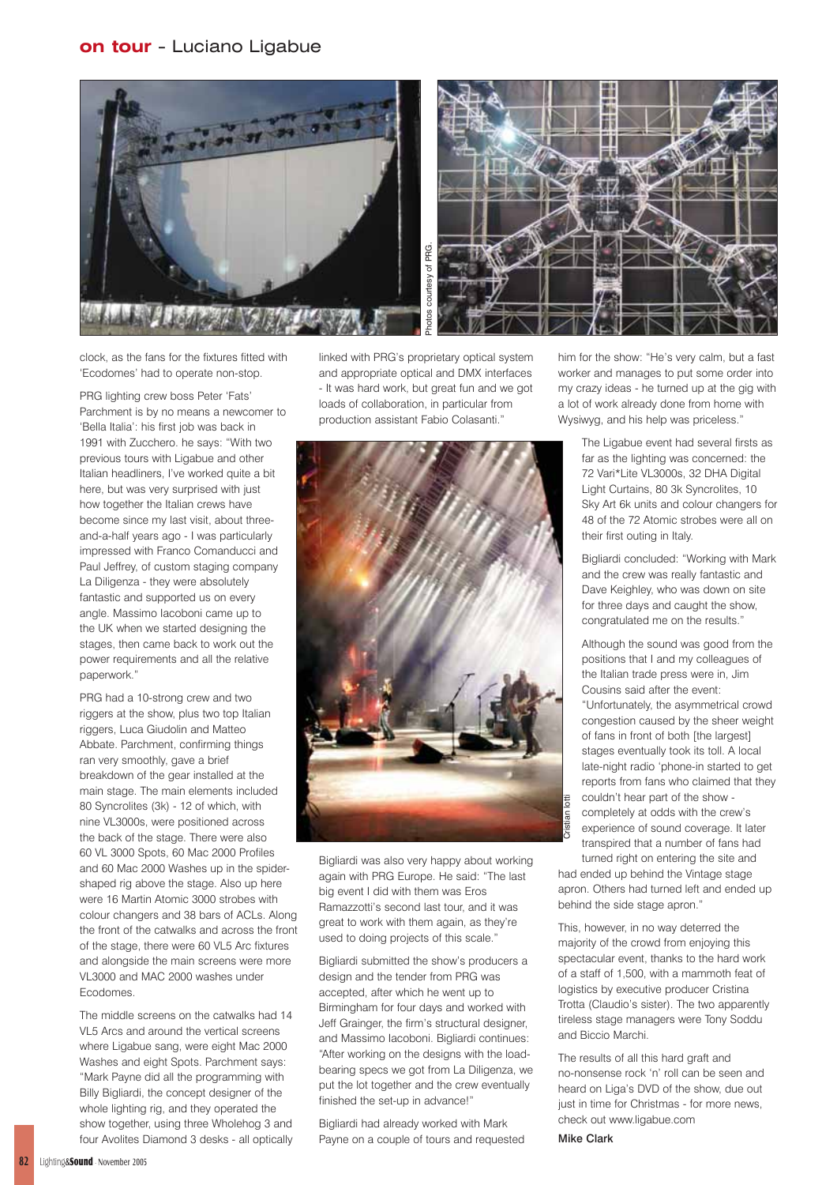clock, as the fans for the fixtures fitted with 'Ecodomes' had to operate non-stop.

PRG lighting crew boss Peter 'Fats' Parchment is by no means a newcomer to 'Bella Italia': his first job was back in 1991 with Zucchero. he says: "With two previous tours with Ligabue and other Italian headliners, I've worked quite a bit here, but was very surprised with just how together the Italian crews have become since my last visit, about three-and-a-half years ago - I was particularly impressed with Franco Comanducci and Paul Jeffrey, of custom staging company La Diligenza - they were absolutely fantastic and supported us on every angle. Massimo Iacoboni came up to the UK when we started designing the stages, then came back to work out the power requirements and all the relative paperwork."

PRG had a 10-strong crew and two riggers at the show, plus two top Italian riggers, Luca Giudolin and Matteo Abbate. Parchment, confirming things ran very smoothly, gave a brief breakdown of the gear installed at the main stage. The main elements included 80 Syncrolites (3k) - 12 of which, with nine VL3000s, were positioned across the back of the stage. There were also 60 VL 3000 Spots, 60 Mac 2000 Profiles and 60 Mac 2000 Washes up in the spider-shaped rig above the stage. Also up here were 16 Martin Atomic 3000 strobes with colour changers and 38 bars of ACLs. Along the front of the catwalks and across the front of the stage, there were 60 VL5 Arc fixtures and alongside the main screens were more VL3000 and MAC 2000 washes under Ecodomes.

The middle screens on the catwalks had 14 VL5 Arcs and around the vertical screens where Ligabue sang, were eight Mac 2000 Washes and eight Spots. Parchment says: "Mark Payne did all the programming with Billy Bigliardi, the concept designer of the whole lighting rig, and they operated the show together, using three Wholehog 3 and four Avolites Diamond 3 desks - all optically linked with PRG's proprietary optical system and appropriate optical and DMX interfaces - It was hard work, but great fun and we got loads of collaboration, in particular from production assistant Fabio Colasanti."

Bigliardi was also very happy about working again with PRG Europe. He said: "The last big event I did with them was Eros Ramazzotti's second last tour, and it was great to work with them again, as they're used to doing projects of this scale."

Bigliardi submitted the show's producers a design and the tender from PRG was accepted, after which he went up to Birmingham for four days and worked with Jeff Grainger, the firm's structural designer, and Massimo Iacoboni. Bigliardi continues: "After working on the designs with the load-bearing specs we got from La Diligenza, we put the lot together and the crew eventually finished the set-up in advance!"

Bigliardi had already worked with Mark Payne on a couple of tours and requested him for the show: "He's very calm, but a fast worker and manages to put some order into my crazy ideas - he turned up at the gig with a lot of work already done from home with Wysiwyg, and his help was priceless."

The Ligabue event had several firsts as far as the lighting was concerned: the 72 Vari*Lite VL3000s, 32 DHA Digital Light Curtains, 80 3k Syncrolites, 10 Sky Art 6k units and colour changers for 48 of the 72 Atomic strobes were all on their first outing in Italy.

Bigliardi concluded: "Working with Mark and the crew was really fantastic and Dave Keighley, who was down on site for three days and caught the show, congratulated me on the results."

Although the sound was good from the positions that I and my colleagues of the Italian trade press were in, Jim Cousins said after the event: "Unfortunately, the asymmetrical crowd congestion caused by the sheer weight of fans in front of both [the largest] stages eventually took its toll. A local late-night radio 'phone-in started to get reports from fans who claimed that they couldn't hear part of the show - completely at odds with the crew's experience of sound coverage. It later transpired that a number of fans had turned right on entering the site and had ended up behind the Vintage stage apron. Others had turned left and ended up behind the side stage apron."

This, however, in no way deterred the majority of the crowd from enjoying this spectacular event, thanks to the hard work of a staff of 1,500, with a mammoth feat of logistics by executive producer Cristina Trotta (Claudio's sister). The two apparently tireless stage managers were Tony Soddu and Biccio Marchi.

The results of all this hard graft and no-nonsense rock 'n' roll can be seen and heard on Liga's DVD of the show, due out just in time for Christmas - for more news, check out www.ligabue.com

**Mike Clark**